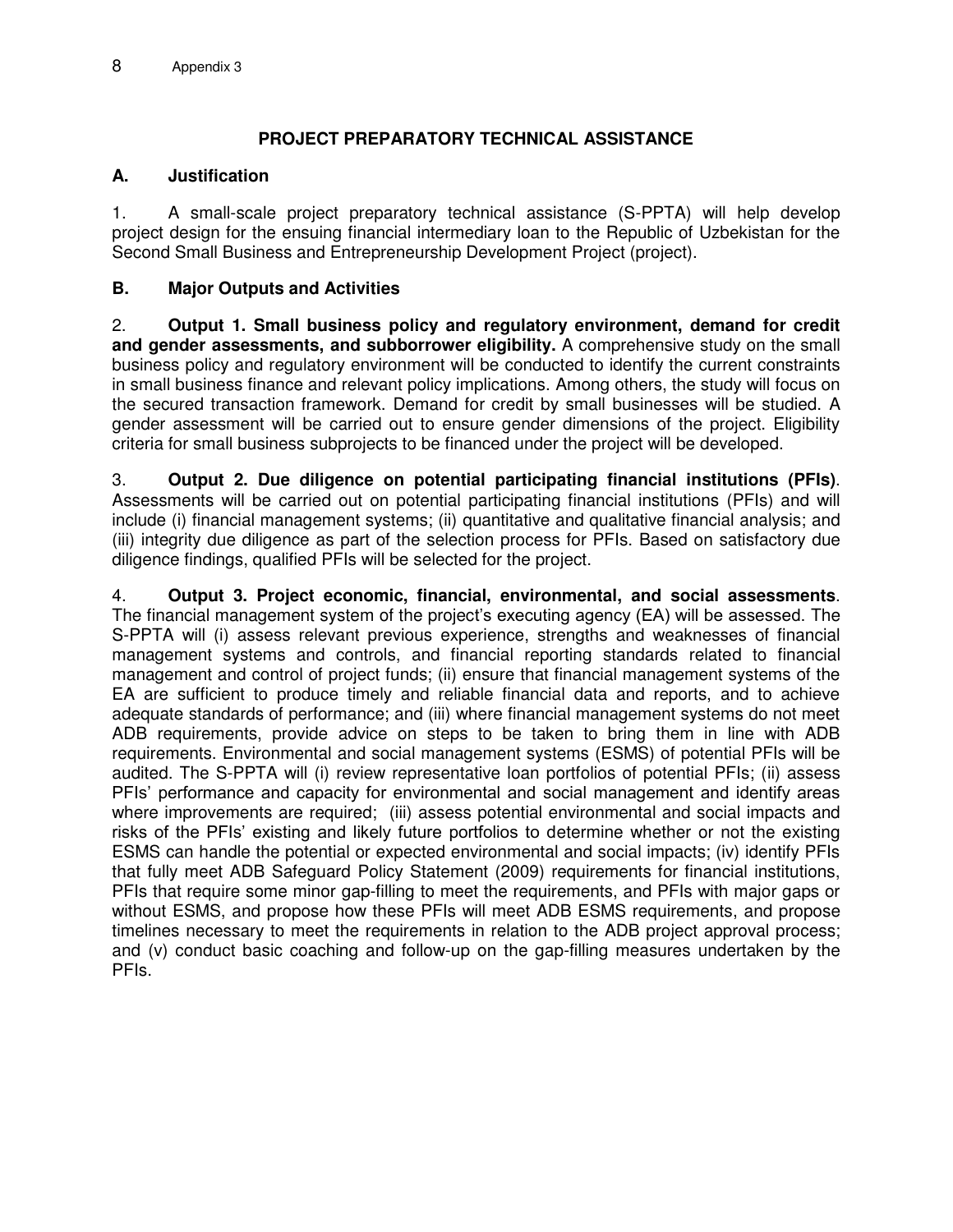## PROJECT PREPARATORY TECHNICAL ASSISTANCE

### A. Justification

1. A small-scale project preparatory technical assistance (S-PPTA) will help develop project design for the ensuing financial intermediary loan to the Republic of Uzbekistan for the Second Small Business and Entrepreneurship Development Project (project).

### B. Major Outputs and Activities

2. **Output 1. Small business policy and regulatory environment, demand for credit and gender assessments, and subborrower eligibility.** A comprehensive study on the small business policy and regulatory environment will be conducted to identify the current constraints in small business finance and relevant policy implications. Among others, the study will focus on the secured transaction framework. Demand for credit by small businesses will be studied. A gender assessment will be carried out to ensure gender dimensions of the project. Eligibility criteria for small business subprojects to be financed under the project will be developed.

3. **Output 2. Due diligence on potential participating financial institutions (PFIs)**. Assessments will be carried out on potential participating financial institutions (PFIs) and will include (i) financial management systems; (ii) quantitative and qualitative financial analysis; and (iii) integrity due diligence as part of the selection process for PFIs. Based on satisfactory due diligence findings, qualified PFIs will be selected for the project.

4. **Output 3. Project economic, financial, environmental, and social assessments**. The financial management system of the project's executing agency (EA) will be assessed. The S-PPTA will (i) assess relevant previous experience, strengths and weaknesses of financial management systems and controls, and financial reporting standards related to financial management and control of project funds; (ii) ensure that financial management systems of the EA are sufficient to produce timely and reliable financial data and reports, and to achieve adequate standards of performance; and (iii) where financial management systems do not meet ADB requirements, provide advice on steps to be taken to bring them in line with ADB requirements. Environmental and social management systems (ESMS) of potential PFIs will be audited. The S-PPTA will (i) review representative loan portfolios of potential PFIs; (ii) assess PFIs' performance and capacity for environmental and social management and identify areas where improvements are required; (iii) assess potential environmental and social impacts and risks of the PFIs' existing and likely future portfolios to determine whether or not the existing ESMS can handle the potential or expected environmental and social impacts; (iv) identify PFIs that fully meet ADB Safeguard Policy Statement (2009) requirements for financial institutions, PFIs that require some minor gap-filling to meet the requirements, and PFIs with major gaps or without ESMS, and propose how these PFIs will meet ADB ESMS requirements, and propose timelines necessary to meet the requirements in relation to the ADB project approval process; and (v) conduct basic coaching and follow-up on the gap-filling measures undertaken by the PFIs.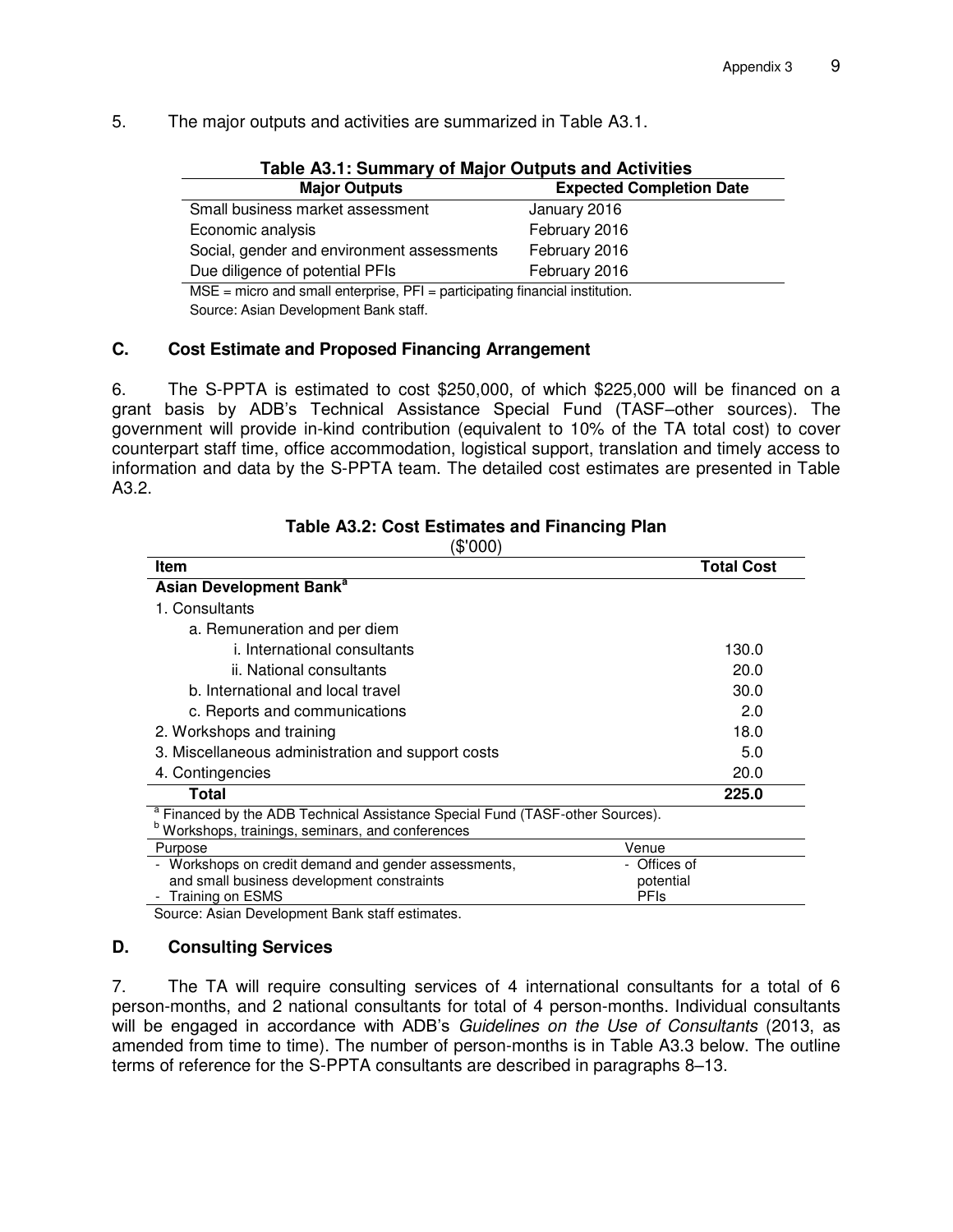5. The major outputs and activities are summarized in Table A3.1.

**Table A3.1: Summary of Major Outputs and Activities**

| Major Outputs | Expected Completion Date |
|---|---|
| Small business market assessment | January 2016 |
| Economic analysis | February 2016 |
| Social, gender and environment assessments | February 2016 |
| Due diligence of potential PFIs | February 2016 |

MSE = micro and small enterprise, PFI = participating financial institution.
Source: Asian Development Bank staff.

### C. Cost Estimate and Proposed Financing Arrangement

6. The S-PPTA is estimated to cost $250,000, of which $225,000 will be financed on a grant basis by ADB's Technical Assistance Special Fund (TASF–other sources). The government will provide in-kind contribution (equivalent to 10% of the TA total cost) to cover counterpart staff time, office accommodation, logistical support, translation and timely access to information and data by the S-PPTA team. The detailed cost estimates are presented in Table A3.2.

**Table A3.2: Cost Estimates and Financing Plan**
($'000)

| Item | Total Cost |
|---|---|
| **Asian Development Bank**[a] | |
| 1. Consultants | |
| a. Remuneration and per diem | |
| i. International consultants | 130.0 |
| ii. National consultants | 20.0 |
| b. International and local travel | 30.0 |
| c. Reports and communications | 2.0 |
| 2. Workshops and training | 18.0 |
| 3. Miscellaneous administration and support costs | 5.0 |
| 4. Contingencies | 20.0 |
| **Total** | **225.0** |

[a] Financed by the ADB Technical Assistance Special Fund (TASF-other Sources).
[b] Workshops, trainings, seminars, and conferences

| Purpose | Venue |
|---|---|
| - Workshops on credit demand and gender assessments, and small business development constraints<br>- Training on ESMS | - Offices of potential PFIs |

Source: Asian Development Bank staff estimates.

### D. Consulting Services

7. The TA will require consulting services of 4 international consultants for a total of 6 person-months, and 2 national consultants for total of 4 person-months. Individual consultants will be engaged in accordance with ADB's *Guidelines on the Use of Consultants* (2013, as amended from time to time). The number of person-months is in Table A3.3 below. The outline terms of reference for the S-PPTA consultants are described in paragraphs 8–13.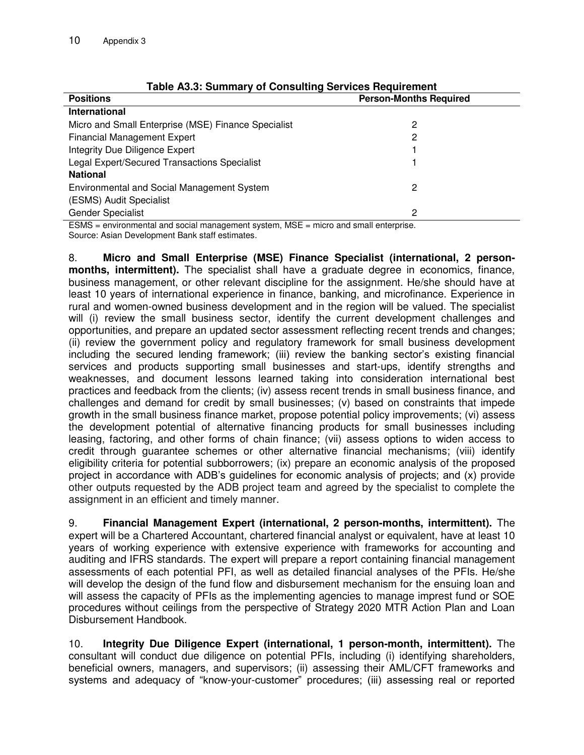**Table A3.3: Summary of Consulting Services Requirement**

| Positions | Person-Months Required |
|---|---|
| **International** | |
| Micro and Small Enterprise (MSE) Finance Specialist | 2 |
| Financial Management Expert | 2 |
| Integrity Due Diligence Expert | 1 |
| Legal Expert/Secured Transactions Specialist | 1 |
| **National** | |
| Environmental and Social Management System (ESMS) Audit Specialist | 2 |
| Gender Specialist | 2 |

ESMS = environmental and social management system, MSE = micro and small enterprise.
Source: Asian Development Bank staff estimates.

8. **Micro and Small Enterprise (MSE) Finance Specialist (international, 2 person-months, intermittent).** The specialist shall have a graduate degree in economics, finance, business management, or other relevant discipline for the assignment. He/she should have at least 10 years of international experience in finance, banking, and microfinance. Experience in rural and women-owned business development and in the region will be valued. The specialist will (i) review the small business sector, identify the current development challenges and opportunities, and prepare an updated sector assessment reflecting recent trends and changes; (ii) review the government policy and regulatory framework for small business development including the secured lending framework; (iii) review the banking sector's existing financial services and products supporting small businesses and start-ups, identify strengths and weaknesses, and document lessons learned taking into consideration international best practices and feedback from the clients; (iv) assess recent trends in small business finance, and challenges and demand for credit by small businesses; (v) based on constraints that impede growth in the small business finance market, propose potential policy improvements; (vi) assess the development potential of alternative financing products for small businesses including leasing, factoring, and other forms of chain finance; (vii) assess options to widen access to credit through guarantee schemes or other alternative financial mechanisms; (viii) identify eligibility criteria for potential subborrowers; (ix) prepare an economic analysis of the proposed project in accordance with ADB's guidelines for economic analysis of projects; and (x) provide other outputs requested by the ADB project team and agreed by the specialist to complete the assignment in an efficient and timely manner.

9. **Financial Management Expert (international, 2 person-months, intermittent).** The expert will be a Chartered Accountant, chartered financial analyst or equivalent, have at least 10 years of working experience with extensive experience with frameworks for accounting and auditing and IFRS standards. The expert will prepare a report containing financial management assessments of each potential PFI, as well as detailed financial analyses of the PFIs. He/she will develop the design of the fund flow and disbursement mechanism for the ensuing loan and will assess the capacity of PFIs as the implementing agencies to manage imprest fund or SOE procedures without ceilings from the perspective of Strategy 2020 MTR Action Plan and Loan Disbursement Handbook.

10. **Integrity Due Diligence Expert (international, 1 person-month, intermittent).** The consultant will conduct due diligence on potential PFIs, including (i) identifying shareholders, beneficial owners, managers, and supervisors; (ii) assessing their AML/CFT frameworks and systems and adequacy of "know-your-customer" procedures; (iii) assessing real or reported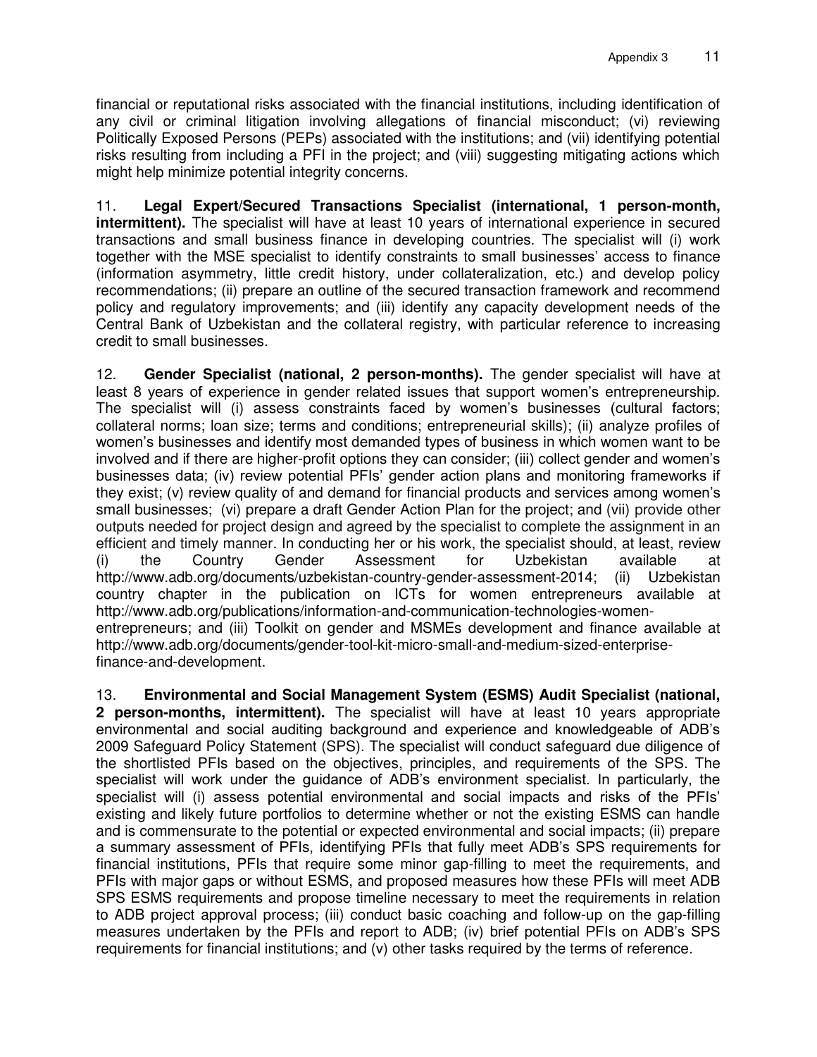financial or reputational risks associated with the financial institutions, including identification of any civil or criminal litigation involving allegations of financial misconduct; (vi) reviewing Politically Exposed Persons (PEPs) associated with the institutions; and (vii) identifying potential risks resulting from including a PFI in the project; and (viii) suggesting mitigating actions which might help minimize potential integrity concerns.

11. **Legal Expert/Secured Transactions Specialist (international, 1 person-month, intermittent).** The specialist will have at least 10 years of international experience in secured transactions and small business finance in developing countries. The specialist will (i) work together with the MSE specialist to identify constraints to small businesses' access to finance (information asymmetry, little credit history, under collateralization, etc.) and develop policy recommendations; (ii) prepare an outline of the secured transaction framework and recommend policy and regulatory improvements; and (iii) identify any capacity development needs of the Central Bank of Uzbekistan and the collateral registry, with particular reference to increasing credit to small businesses.

12. **Gender Specialist (national, 2 person-months).** The gender specialist will have at least 8 years of experience in gender related issues that support women's entrepreneurship. The specialist will (i) assess constraints faced by women's businesses (cultural factors; collateral norms; loan size; terms and conditions; entrepreneurial skills); (ii) analyze profiles of women's businesses and identify most demanded types of business in which women want to be involved and if there are higher-profit options they can consider; (iii) collect gender and women's businesses data; (iv) review potential PFIs' gender action plans and monitoring frameworks if they exist; (v) review quality of and demand for financial products and services among women's small businesses; (vi) prepare a draft Gender Action Plan for the project; and (vii) provide other outputs needed for project design and agreed by the specialist to complete the assignment in an efficient and timely manner. In conducting her or his work, the specialist should, at least, review (i) the Country Gender Assessment for Uzbekistan available at http://www.adb.org/documents/uzbekistan-country-gender-assessment-2014; (ii) Uzbekistan country chapter in the publication on ICTs for women entrepreneurs available at http://www.adb.org/publications/information-and-communication-technologies-women-entrepreneurs; and (iii) Toolkit on gender and MSMEs development and finance available at http://www.adb.org/documents/gender-tool-kit-micro-small-and-medium-sized-enterprise-finance-and-development.

13. **Environmental and Social Management System (ESMS) Audit Specialist (national, 2 person-months, intermittent).** The specialist will have at least 10 years appropriate environmental and social auditing background and experience and knowledgeable of ADB's 2009 Safeguard Policy Statement (SPS). The specialist will conduct safeguard due diligence of the shortlisted PFIs based on the objectives, principles, and requirements of the SPS. The specialist will work under the guidance of ADB's environment specialist. In particularly, the specialist will (i) assess potential environmental and social impacts and risks of the PFIs' existing and likely future portfolios to determine whether or not the existing ESMS can handle and is commensurate to the potential or expected environmental and social impacts; (ii) prepare a summary assessment of PFIs, identifying PFIs that fully meet ADB's SPS requirements for financial institutions, PFIs that require some minor gap-filling to meet the requirements, and PFIs with major gaps or without ESMS, and proposed measures how these PFIs will meet ADB SPS ESMS requirements and propose timeline necessary to meet the requirements in relation to ADB project approval process; (iii) conduct basic coaching and follow-up on the gap-filling measures undertaken by the PFIs and report to ADB; (iv) brief potential PFIs on ADB's SPS requirements for financial institutions; and (v) other tasks required by the terms of reference.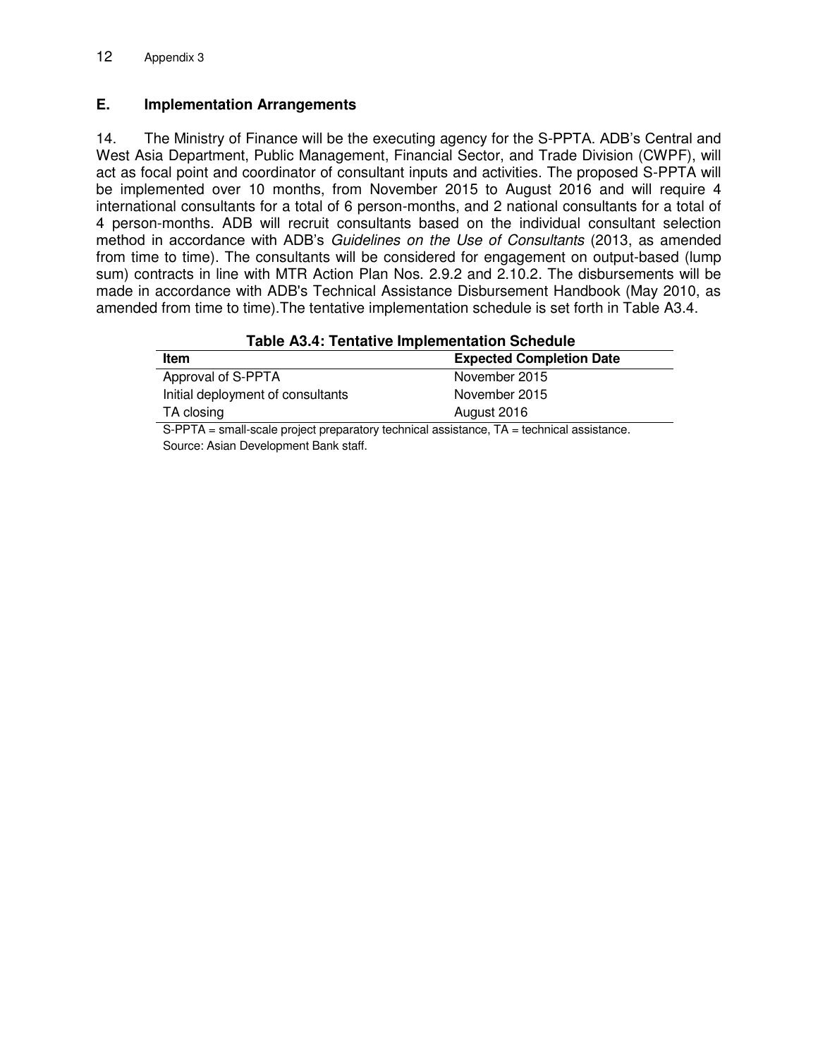## E. Implementation Arrangements

14. The Ministry of Finance will be the executing agency for the S-PPTA. ADB's Central and West Asia Department, Public Management, Financial Sector, and Trade Division (CWPF), will act as focal point and coordinator of consultant inputs and activities. The proposed S-PPTA will be implemented over 10 months, from November 2015 to August 2016 and will require 4 international consultants for a total of 6 person-months, and 2 national consultants for a total of 4 person-months. ADB will recruit consultants based on the individual consultant selection method in accordance with ADB's *Guidelines on the Use of Consultants* (2013, as amended from time to time). The consultants will be considered for engagement on output-based (lump sum) contracts in line with MTR Action Plan Nos. 2.9.2 and 2.10.2. The disbursements will be made in accordance with ADB's Technical Assistance Disbursement Handbook (May 2010, as amended from time to time).The tentative implementation schedule is set forth in Table A3.4.

**Table A3.4: Tentative Implementation Schedule**

| Item | Expected Completion Date |
|---|---|
| Approval of S-PPTA | November 2015 |
| Initial deployment of consultants | November 2015 |
| TA closing | August 2016 |

S-PPTA = small-scale project preparatory technical assistance, TA = technical assistance.
Source: Asian Development Bank staff.